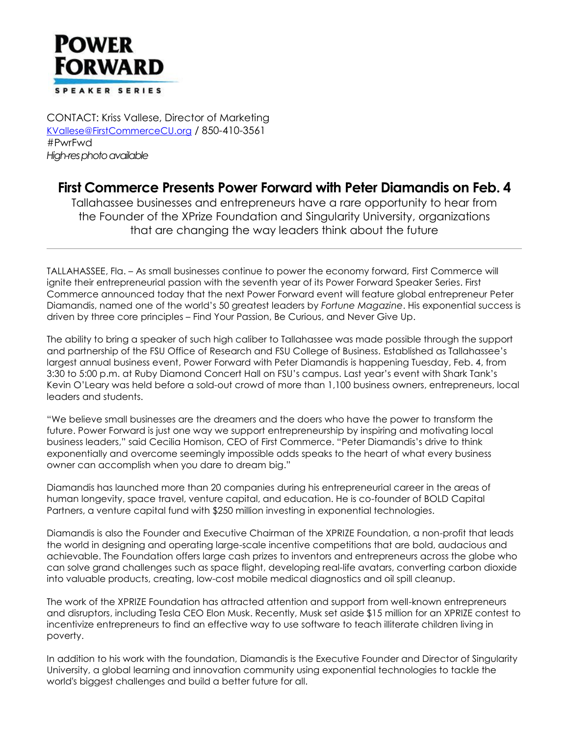**POWER FORWARD**

SPEAKER SERIES

CONTACT: Kriss Vallese, Director of Marketing
KVallese@FirstCommerceCU.org / 850-410-3561
#PwrFwd
*High-res photo available*

# First Commerce Presents Power Forward with Peter Diamandis on Feb. 4

Tallahassee businesses and entrepreneurs have a rare opportunity to hear from the Founder of the XPrize Foundation and Singularity University, organizations that are changing the way leaders think about the future

---

TALLAHASSEE, Fla. – As small businesses continue to power the economy forward, First Commerce will ignite their entrepreneurial passion with the seventh year of its Power Forward Speaker Series. First Commerce announced today that the next Power Forward event will feature global entrepreneur Peter Diamandis, named one of the world's 50 greatest leaders by *Fortune Magazine*. His exponential success is driven by three core principles – Find Your Passion, Be Curious, and Never Give Up.

The ability to bring a speaker of such high caliber to Tallahassee was made possible through the support and partnership of the FSU Office of Research and FSU College of Business. Established as Tallahassee's largest annual business event, Power Forward with Peter Diamandis is happening Tuesday, Feb. 4, from 3:30 to 5:00 p.m. at Ruby Diamond Concert Hall on FSU's campus. Last year's event with Shark Tank's Kevin O'Leary was held before a sold-out crowd of more than 1,100 business owners, entrepreneurs, local leaders and students.

"We believe small businesses are the dreamers and the doers who have the power to transform the future. Power Forward is just one way we support entrepreneurship by inspiring and motivating local business leaders," said Cecilia Homison, CEO of First Commerce. "Peter Diamandis's drive to think exponentially and overcome seemingly impossible odds speaks to the heart of what every business owner can accomplish when you dare to dream big."

Diamandis has launched more than 20 companies during his entrepreneurial career in the areas of human longevity, space travel, venture capital, and education. He is co-founder of BOLD Capital Partners, a venture capital fund with $250 million investing in exponential technologies.

Diamandis is also the Founder and Executive Chairman of the XPRIZE Foundation, a non-profit that leads the world in designing and operating large-scale incentive competitions that are bold, audacious and achievable. The Foundation offers large cash prizes to inventors and entrepreneurs across the globe who can solve grand challenges such as space flight, developing real-life avatars, converting carbon dioxide into valuable products, creating, low-cost mobile medical diagnostics and oil spill cleanup.

The work of the XPRIZE Foundation has attracted attention and support from well-known entrepreneurs and disruptors, including Tesla CEO Elon Musk. Recently, Musk set aside $15 million for an XPRIZE contest to incentivize entrepreneurs to find an effective way to use software to teach illiterate children living in poverty.

In addition to his work with the foundation, Diamandis is the Executive Founder and Director of Singularity University, a global learning and innovation community using exponential technologies to tackle the world's biggest challenges and build a better future for all.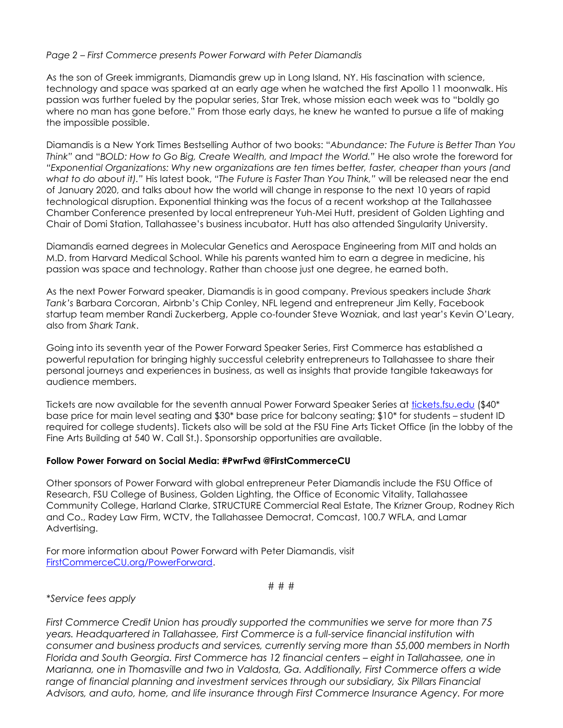As the son of Greek immigrants, Diamandis grew up in Long Island, NY. His fascination with science, technology and space was sparked at an early age when he watched the first Apollo 11 moonwalk. His passion was further fueled by the popular series, Star Trek, whose mission each week was to "boldly go where no man has gone before." From those early days, he knew he wanted to pursue a life of making the impossible possible.

Diamandis is a New York Times Bestselling Author of two books: "*Abundance: The Future is Better Than You Think*" and "*BOLD: How to Go Big, Create Wealth, and Impact the World.*" He also wrote the foreword for *"Exponential Organizations: Why new organizations are ten times better, faster, cheaper than yours (and what to do about it)."* His latest book, *"The Future is Faster Than You Think,"* will be released near the end of January 2020, and talks about how the world will change in response to the next 10 years of rapid technological disruption. Exponential thinking was the focus of a recent workshop at the Tallahassee Chamber Conference presented by local entrepreneur Yuh-Mei Hutt, president of Golden Lighting and Chair of Domi Station, Tallahassee's business incubator. Hutt has also attended Singularity University.

Diamandis earned degrees in Molecular Genetics and Aerospace Engineering from MIT and holds an M.D. from Harvard Medical School. While his parents wanted him to earn a degree in medicine, his passion was space and technology. Rather than choose just one degree, he earned both.

As the next Power Forward speaker, Diamandis is in good company. Previous speakers include *Shark Tank's* Barbara Corcoran, Airbnb's Chip Conley, NFL legend and entrepreneur Jim Kelly, Facebook startup team member Randi Zuckerberg, Apple co-founder Steve Wozniak, and last year's Kevin O'Leary, also from *Shark Tank*.

Going into its seventh year of the Power Forward Speaker Series, First Commerce has established a powerful reputation for bringing highly successful celebrity entrepreneurs to Tallahassee to share their personal journeys and experiences in business, as well as insights that provide tangible takeaways for audience members.

Tickets are now available for the seventh annual Power Forward Speaker Series at [tickets.fsu.edu](tickets.fsu.edu) ($40* base price for main level seating and $30* base price for balcony seating; $10* for students – student ID required for college students). Tickets also will be sold at the FSU Fine Arts Ticket Office (in the lobby of the Fine Arts Building at 540 W. Call St.). Sponsorship opportunities are available.

**Follow Power Forward on Social Media: #PwrFwd @FirstCommerceCU**

Other sponsors of Power Forward with global entrepreneur Peter Diamandis include the FSU Office of Research, FSU College of Business, Golden Lighting, the Office of Economic Vitality, Tallahassee Community College, Harland Clarke, STRUCTURE Commercial Real Estate, The Krizner Group, Rodney Rich and Co., Radey Law Firm, WCTV, the Tallahassee Democrat, Comcast, 100.7 WFLA, and Lamar Advertising.

For more information about Power Forward with Peter Diamandis, visit [FirstCommerceCU.org/PowerForward](FirstCommerceCU.org/PowerForward).

# # #

*\*Service fees apply*

*First Commerce Credit Union has proudly supported the communities we serve for more than 75 years. Headquartered in Tallahassee, First Commerce is a full-service financial institution with consumer and business products and services, currently serving more than 55,000 members in North Florida and South Georgia. First Commerce has 12 financial centers – eight in Tallahassee, one in Marianna, one in Thomasville and two in Valdosta, Ga. Additionally, First Commerce offers a wide range of financial planning and investment services through our subsidiary, Six Pillars Financial Advisors, and auto, home, and life insurance through First Commerce Insurance Agency. For more*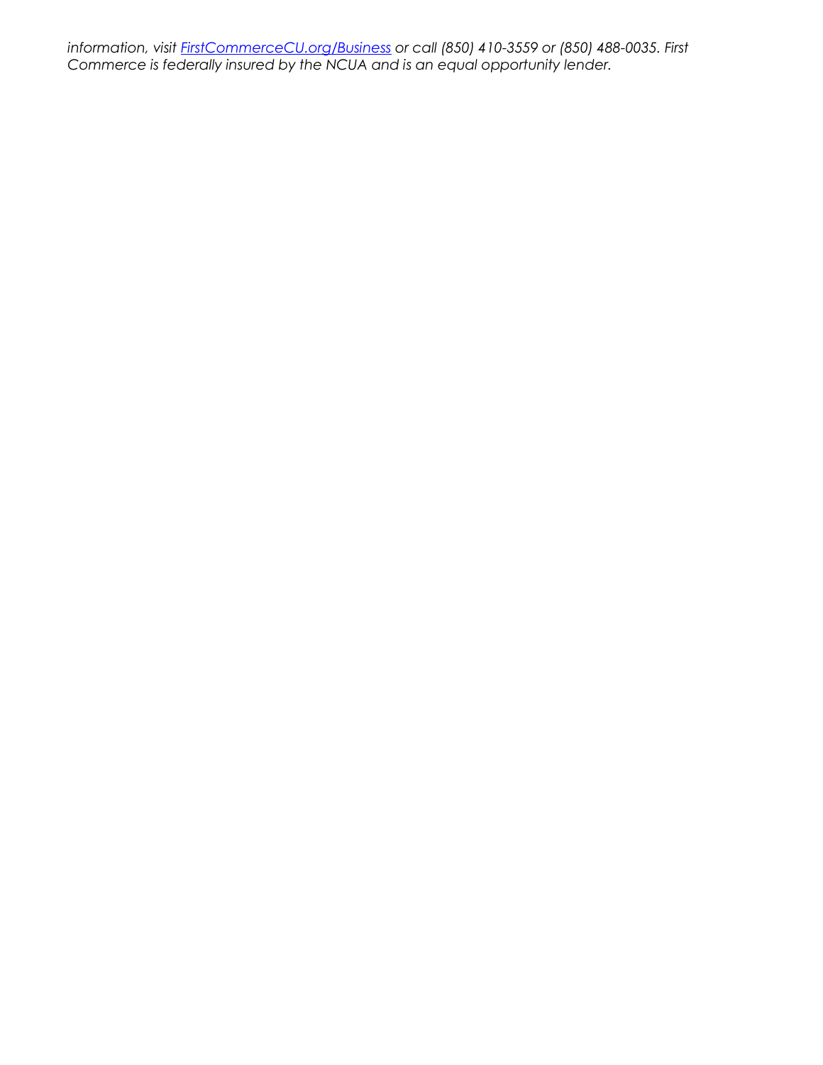*information, visit [FirstCommerceCU.org/Business](FirstCommerceCU.org/Business) or call (850) 410-3559 or (850) 488-0035. First Commerce is federally insured by the NCUA and is an equal opportunity lender.*